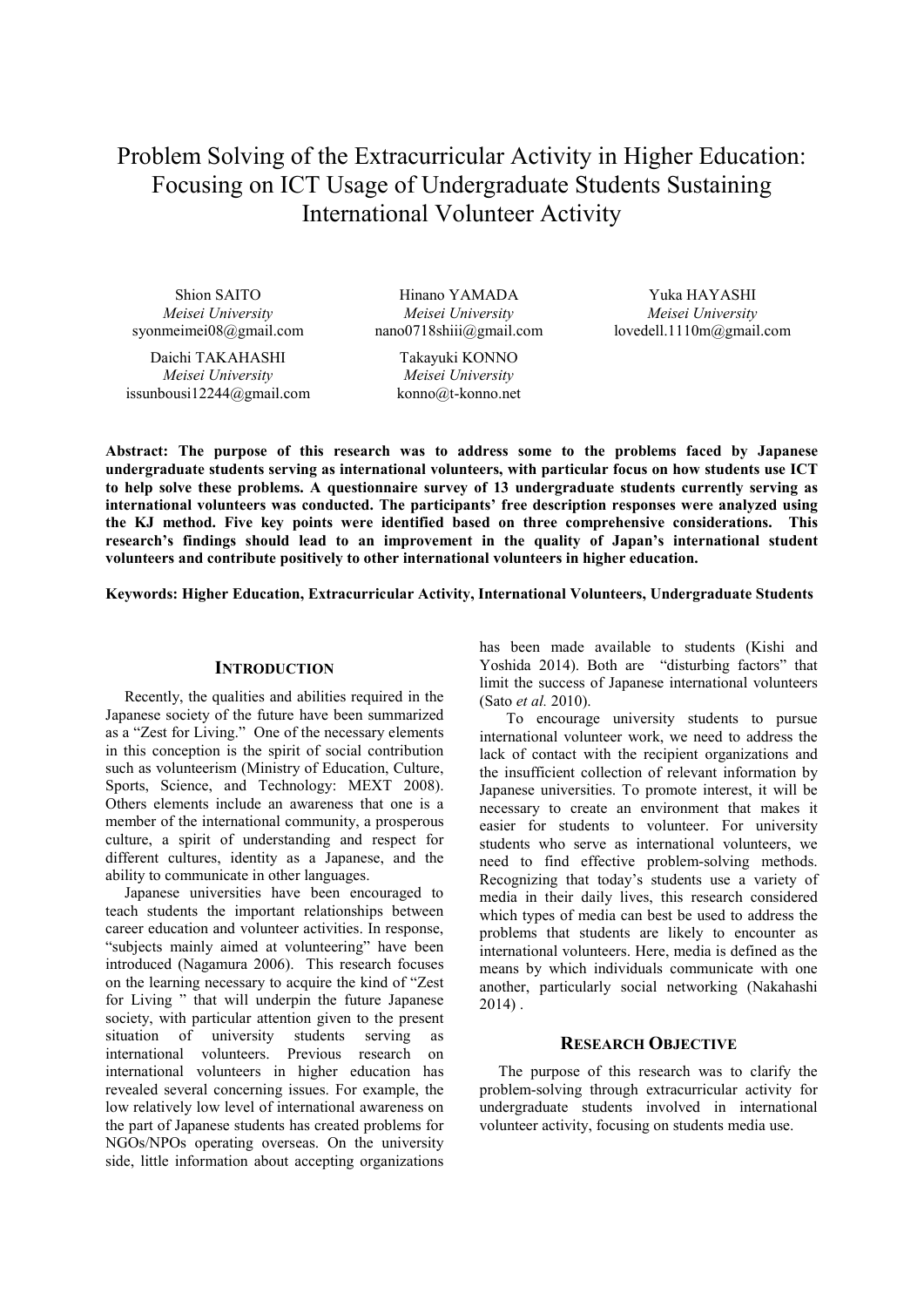# Problem Solving of the Extracurricular Activity in Higher Education: Focusing on ICT Usage of Undergraduate Students Sustaining International Volunteer Activity

Shion SAITO
*Meisei University*
syonmeimei08@gmail.com

Hinano YAMADA
*Meisei University*
nano0718shiii@gmail.com

Yuka HAYASHI
*Meisei University*
lovedell.1110m@gmail.com

Daichi TAKAHASHI
*Meisei University*
issunbousi12244@gmail.com

Takayuki KONNO
*Meisei University*
konno@t-konno.net

**Abstract: The purpose of this research was to address some to the problems faced by Japanese undergraduate students serving as international volunteers, with particular focus on how students use ICT to help solve these problems. A questionnaire survey of 13 undergraduate students currently serving as international volunteers was conducted. The participants' free description responses were analyzed using the KJ method. Five key points were identified based on three comprehensive considerations. This research's findings should lead to an improvement in the quality of Japan's international student volunteers and contribute positively to other international volunteers in higher education.**

**Keywords: Higher Education, Extracurricular Activity, International Volunteers, Undergraduate Students**

## INTRODUCTION

Recently, the qualities and abilities required in the Japanese society of the future have been summarized as a "Zest for Living." One of the necessary elements in this conception is the spirit of social contribution such as volunteerism (Ministry of Education, Culture, Sports, Science, and Technology: MEXT 2008). Others elements include an awareness that one is a member of the international community, a prosperous culture, a spirit of understanding and respect for different cultures, identity as a Japanese, and the ability to communicate in other languages.

Japanese universities have been encouraged to teach students the important relationships between career education and volunteer activities. In response, "subjects mainly aimed at volunteering" have been introduced (Nagamura 2006). This research focuses on the learning necessary to acquire the kind of "Zest for Living " that will underpin the future Japanese society, with particular attention given to the present situation of university students serving as international volunteers. Previous research on international volunteers in higher education has revealed several concerning issues. For example, the low relatively low level of international awareness on the part of Japanese students has created problems for NGOs/NPOs operating overseas. On the university side, little information about accepting organizations has been made available to students (Kishi and Yoshida 2014). Both are "disturbing factors" that limit the success of Japanese international volunteers (Sato *et al.* 2010).

To encourage university students to pursue international volunteer work, we need to address the lack of contact with the recipient organizations and the insufficient collection of relevant information by Japanese universities. To promote interest, it will be necessary to create an environment that makes it easier for students to volunteer. For university students who serve as international volunteers, we need to find effective problem-solving methods. Recognizing that today's students use a variety of media in their daily lives, this research considered which types of media can best be used to address the problems that students are likely to encounter as international volunteers. Here, media is defined as the means by which individuals communicate with one another, particularly social networking (Nakahashi 2014) .

## RESEARCH OBJECTIVE

The purpose of this research was to clarify the problem-solving through extracurricular activity for undergraduate students involved in international volunteer activity, focusing on students media use.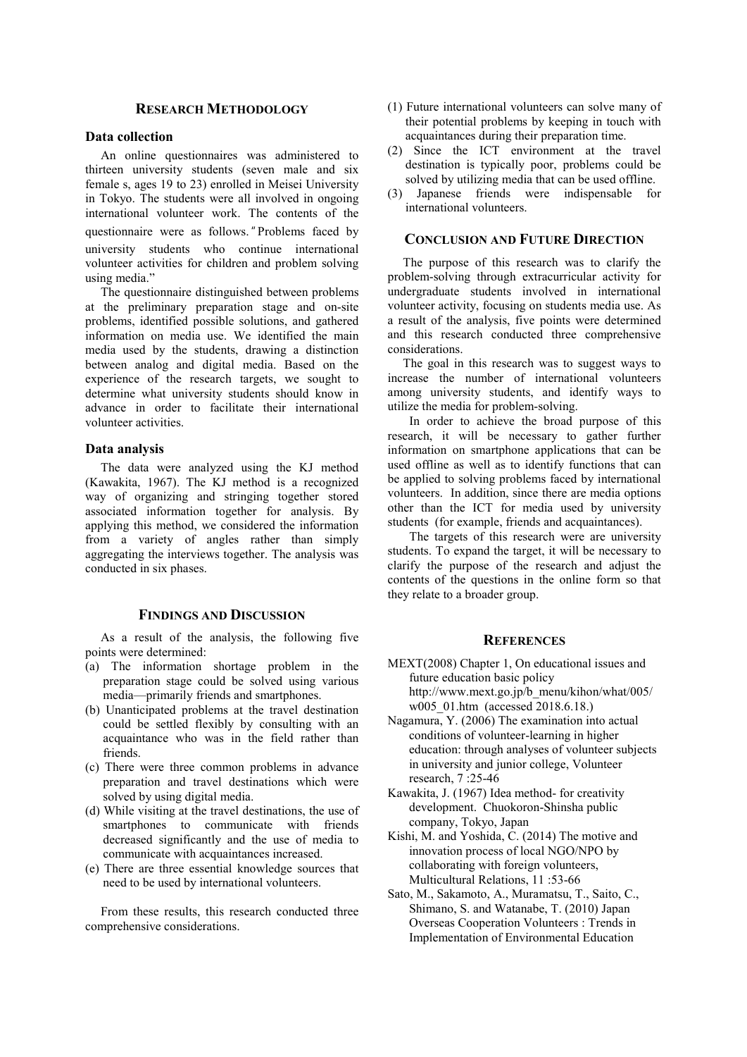## Research Methodology

### Data collection

An online questionnaires was administered to thirteen university students (seven male and six female s, ages 19 to 23) enrolled in Meisei University in Tokyo. The students were all involved in ongoing international volunteer work. The contents of the questionnaire were as follows.″Problems faced by university students who continue international volunteer activities for children and problem solving using media."

The questionnaire distinguished between problems at the preliminary preparation stage and on-site problems, identified possible solutions, and gathered information on media use. We identified the main media used by the students, drawing a distinction between analog and digital media. Based on the experience of the research targets, we sought to determine what university students should know in advance in order to facilitate their international volunteer activities.

### Data analysis

The data were analyzed using the KJ method (Kawakita, 1967). The KJ method is a recognized way of organizing and stringing together stored associated information together for analysis. By applying this method, we considered the information from a variety of angles rather than simply aggregating the interviews together. The analysis was conducted in six phases.

## Findings and Discussion

As a result of the analysis, the following five points were determined:

(a) The information shortage problem in the preparation stage could be solved using various media—primarily friends and smartphones.
(b) Unanticipated problems at the travel destination could be settled flexibly by consulting with an acquaintance who was in the field rather than friends.
(c) There were three common problems in advance preparation and travel destinations which were solved by using digital media.
(d) While visiting at the travel destinations, the use of smartphones to communicate with friends decreased significantly and the use of media to communicate with acquaintances increased.
(e) There are three essential knowledge sources that need to be used by international volunteers.

From these results, this research conducted three comprehensive considerations.

(1) Future international volunteers can solve many of their potential problems by keeping in touch with acquaintances during their preparation time.
(2) Since the ICT environment at the travel destination is typically poor, problems could be solved by utilizing media that can be used offline.
(3) Japanese friends were indispensable for international volunteers.

## Conclusion and Future Direction

The purpose of this research was to clarify the problem-solving through extracurricular activity for undergraduate students involved in international volunteer activity, focusing on students media use. As a result of the analysis, five points were determined and this research conducted three comprehensive considerations.

The goal in this research was to suggest ways to increase the number of international volunteers among university students, and identify ways to utilize the media for problem-solving.

In order to achieve the broad purpose of this research, it will be necessary to gather further information on smartphone applications that can be used offline as well as to identify functions that can be applied to solving problems faced by international volunteers. In addition, since there are media options other than the ICT for media used by university students (for example, friends and acquaintances).

The targets of this research were are university students. To expand the target, it will be necessary to clarify the purpose of the research and adjust the contents of the questions in the online form so that they relate to a broader group.

## References

MEXT(2008) Chapter 1, On educational issues and future education basic policy http://www.mext.go.jp/b_menu/kihon/what/005/w005_01.htm (accessed 2018.6.18.)

Nagamura, Y. (2006) The examination into actual conditions of volunteer-learning in higher education: through analyses of volunteer subjects in university and junior college, Volunteer research, 7 :25-46

Kawakita, J. (1967) Idea method- for creativity development. Chuokoron-Shinsha public company, Tokyo, Japan

Kishi, M. and Yoshida, C. (2014) The motive and innovation process of local NGO/NPO by collaborating with foreign volunteers, Multicultural Relations, 11 :53-66

Sato, M., Sakamoto, A., Muramatsu, T., Saito, C., Shimano, S. and Watanabe, T. (2010) Japan Overseas Cooperation Volunteers : Trends in Implementation of Environmental Education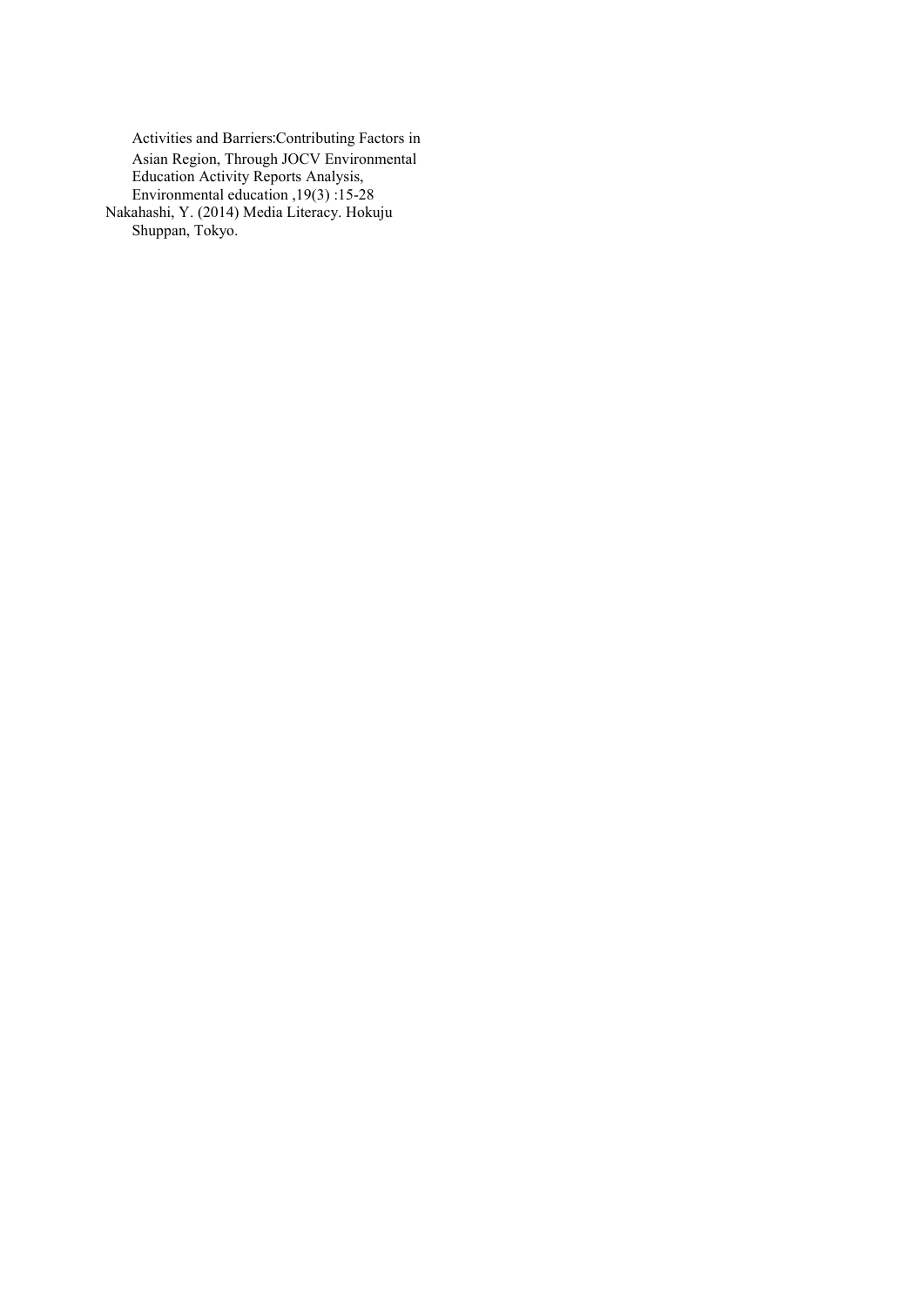Activities and Barriers:Contributing Factors in Asian Region, Through JOCV Environmental Education Activity Reports Analysis, Environmental education ,19(3) :15-28

Nakahashi, Y. (2014) Media Literacy. Hokuju Shuppan, Tokyo.